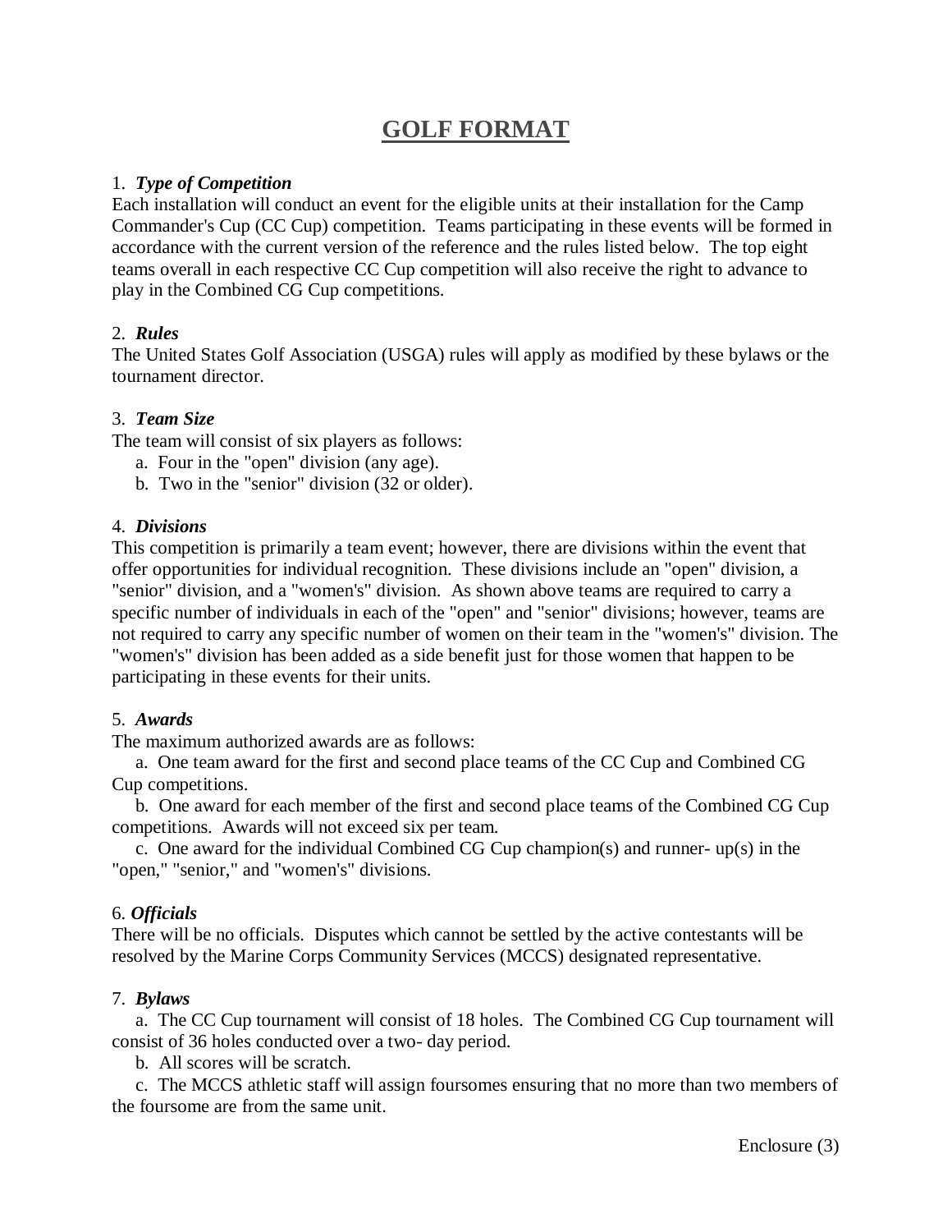# GOLF FORMAT

1. ***Type of Competition***
Each installation will conduct an event for the eligible units at their installation for the Camp Commander's Cup (CC Cup) competition. Teams participating in these events will be formed in accordance with the current version of the reference and the rules listed below. The top eight teams overall in each respective CC Cup competition will also receive the right to advance to play in the Combined CG Cup competitions.

2. ***Rules***
The United States Golf Association (USGA) rules will apply as modified by these bylaws or the tournament director.

3. ***Team Size***
The team will consist of six players as follows:
   a. Four in the "open" division (any age).
   b. Two in the "senior" division (32 or older).

4. ***Divisions***
This competition is primarily a team event; however, there are divisions within the event that offer opportunities for individual recognition. These divisions include an "open" division, a "senior" division, and a "women's" division. As shown above teams are required to carry a specific number of individuals in each of the "open" and "senior" divisions; however, teams are not required to carry any specific number of women on their team in the "women's" division. The "women's" division has been added as a side benefit just for those women that happen to be participating in these events for their units.

5. ***Awards***
The maximum authorized awards are as follows:
   a. One team award for the first and second place teams of the CC Cup and Combined CG Cup competitions.
   b. One award for each member of the first and second place teams of the Combined CG Cup competitions. Awards will not exceed six per team.
   c. One award for the individual Combined CG Cup champion(s) and runner- up(s) in the "open," "senior," and "women's" divisions.

6. ***Officials***
There will be no officials. Disputes which cannot be settled by the active contestants will be resolved by the Marine Corps Community Services (MCCS) designated representative.

7. ***Bylaws***
   a. The CC Cup tournament will consist of 18 holes. The Combined CG Cup tournament will consist of 36 holes conducted over a two- day period.
   b. All scores will be scratch.
   c. The MCCS athletic staff will assign foursomes ensuring that no more than two members of the foursome are from the same unit.

Enclosure (3)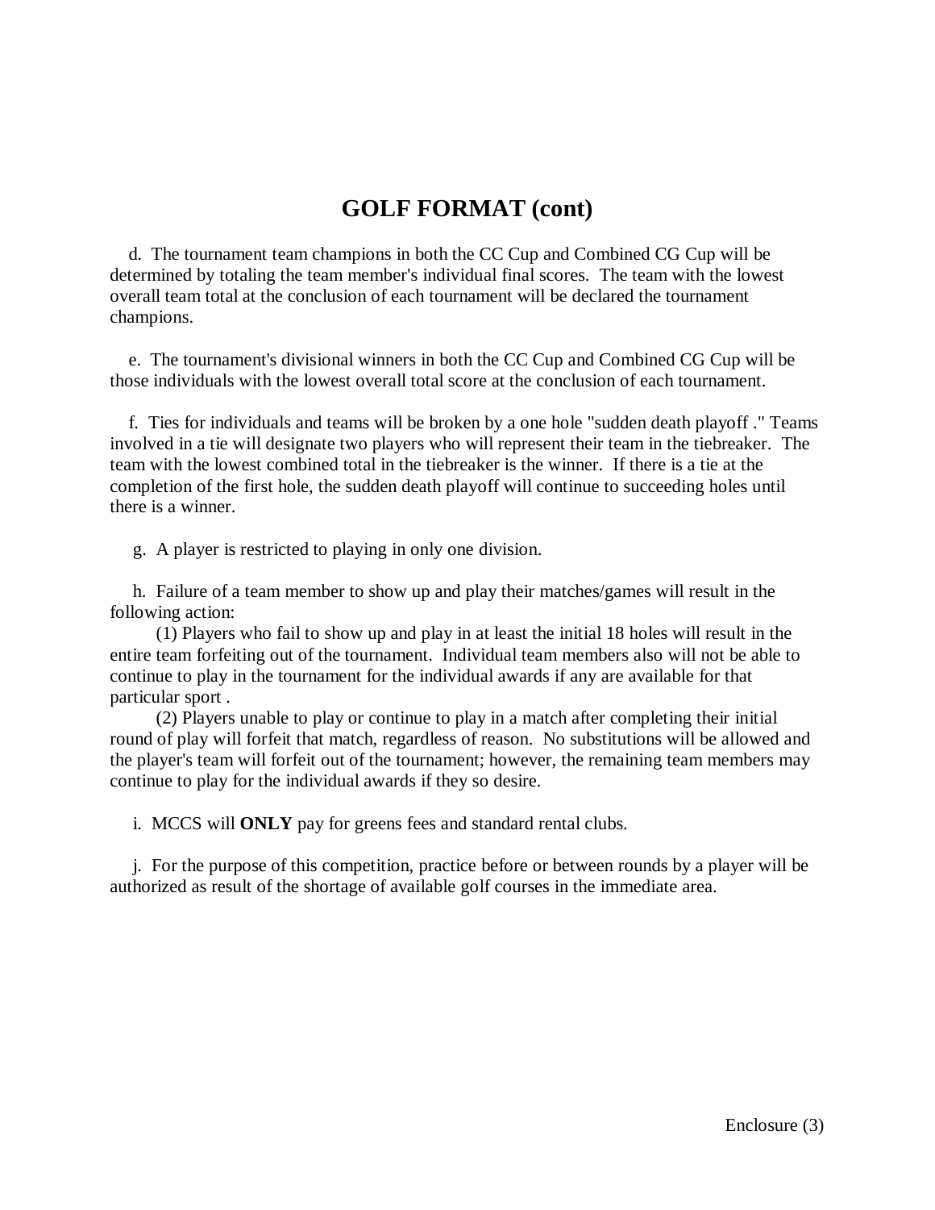# GOLF FORMAT (cont)

d. The tournament team champions in both the CC Cup and Combined CG Cup will be determined by totaling the team member's individual final scores. The team with the lowest overall team total at the conclusion of each tournament will be declared the tournament champions.

e. The tournament's divisional winners in both the CC Cup and Combined CG Cup will be those individuals with the lowest overall total score at the conclusion of each tournament.

f. Ties for individuals and teams will be broken by a one hole "sudden death playoff ." Teams involved in a tie will designate two players who will represent their team in the tiebreaker. The team with the lowest combined total in the tiebreaker is the winner. If there is a tie at the completion of the first hole, the sudden death playoff will continue to succeeding holes until there is a winner.

g. A player is restricted to playing in only one division.

h. Failure of a team member to show up and play their matches/games will result in the following action:

(1) Players who fail to show up and play in at least the initial 18 holes will result in the entire team forfeiting out of the tournament. Individual team members also will not be able to continue to play in the tournament for the individual awards if any are available for that particular sport .

(2) Players unable to play or continue to play in a match after completing their initial round of play will forfeit that match, regardless of reason. No substitutions will be allowed and the player's team will forfeit out of the tournament; however, the remaining team members may continue to play for the individual awards if they so desire.

i. MCCS will **ONLY** pay for greens fees and standard rental clubs.

j. For the purpose of this competition, practice before or between rounds by a player will be authorized as result of the shortage of available golf courses in the immediate area.

Enclosure (3)